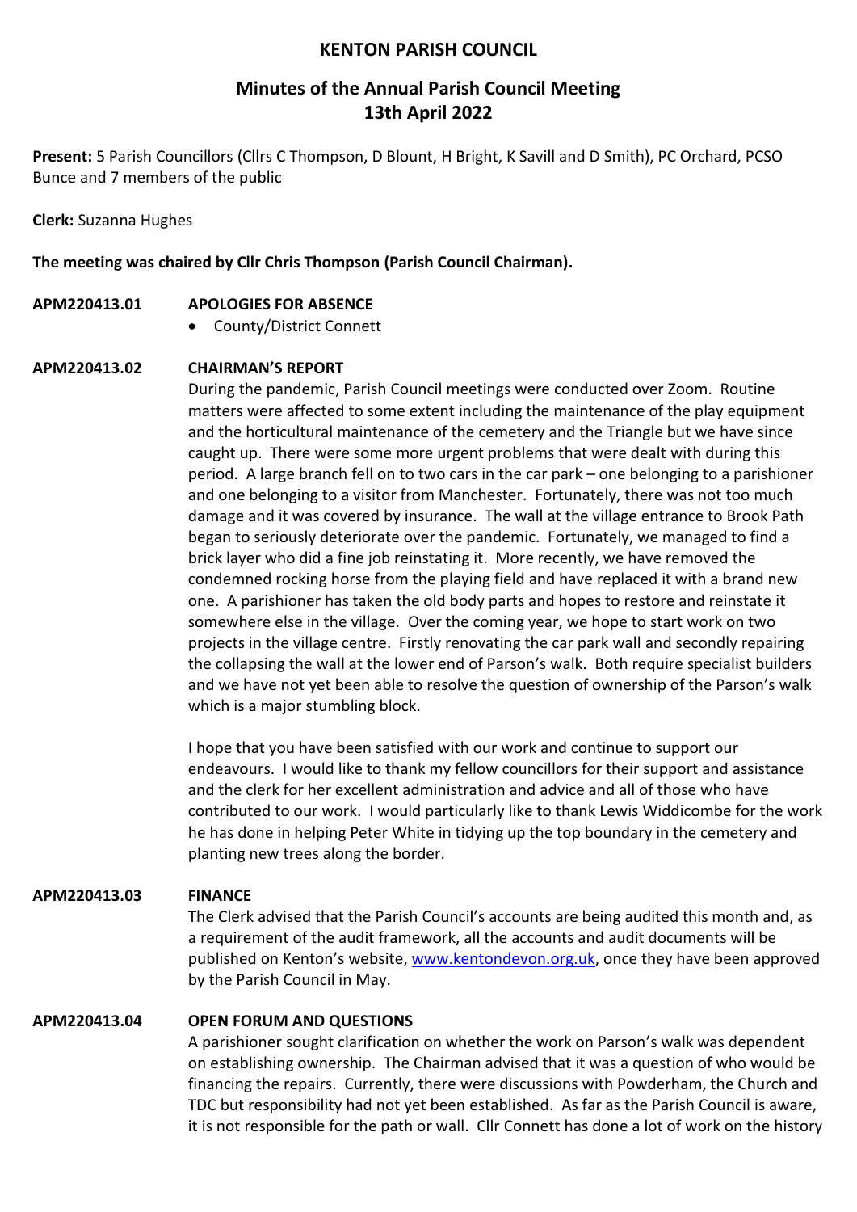# KENTON PARISH COUNCIL

## Minutes of the Annual Parish Council Meeting 13th April 2022

**Present:** 5 Parish Councillors (Cllrs C Thompson, D Blount, H Bright, K Savill and D Smith), PC Orchard, PCSO Bunce and 7 members of the public

**Clerk:** Suzanna Hughes

**The meeting was chaired by Cllr Chris Thompson (Parish Council Chairman).**

**APM220413.01 APOLOGIES FOR ABSENCE**

- County/District Connett

**APM220413.02 CHAIRMAN'S REPORT**

During the pandemic, Parish Council meetings were conducted over Zoom. Routine matters were affected to some extent including the maintenance of the play equipment and the horticultural maintenance of the cemetery and the Triangle but we have since caught up. There were some more urgent problems that were dealt with during this period. A large branch fell on to two cars in the car park – one belonging to a parishioner and one belonging to a visitor from Manchester. Fortunately, there was not too much damage and it was covered by insurance. The wall at the village entrance to Brook Path began to seriously deteriorate over the pandemic. Fortunately, we managed to find a brick layer who did a fine job reinstating it. More recently, we have removed the condemned rocking horse from the playing field and have replaced it with a brand new one. A parishioner has taken the old body parts and hopes to restore and reinstate it somewhere else in the village. Over the coming year, we hope to start work on two projects in the village centre. Firstly renovating the car park wall and secondly repairing the collapsing the wall at the lower end of Parson's walk. Both require specialist builders and we have not yet been able to resolve the question of ownership of the Parson's walk which is a major stumbling block.

I hope that you have been satisfied with our work and continue to support our endeavours. I would like to thank my fellow councillors for their support and assistance and the clerk for her excellent administration and advice and all of those who have contributed to our work. I would particularly like to thank Lewis Widdicombe for the work he has done in helping Peter White in tidying up the top boundary in the cemetery and planting new trees along the border.

**APM220413.03 FINANCE**

The Clerk advised that the Parish Council's accounts are being audited this month and, as a requirement of the audit framework, all the accounts and audit documents will be published on Kenton's website, www.kentondevon.org.uk, once they have been approved by the Parish Council in May.

**APM220413.04 OPEN FORUM AND QUESTIONS**

A parishioner sought clarification on whether the work on Parson's walk was dependent on establishing ownership. The Chairman advised that it was a question of who would be financing the repairs. Currently, there were discussions with Powderham, the Church and TDC but responsibility had not yet been established. As far as the Parish Council is aware, it is not responsible for the path or wall. Cllr Connett has done a lot of work on the history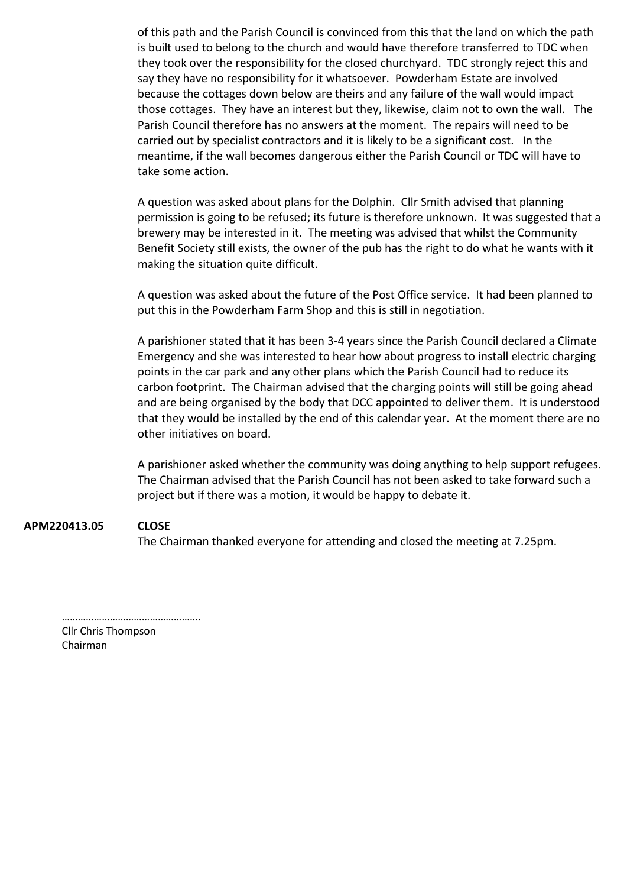of this path and the Parish Council is convinced from this that the land on which the path is built used to belong to the church and would have therefore transferred to TDC when they took over the responsibility for the closed churchyard. TDC strongly reject this and say they have no responsibility for it whatsoever. Powderham Estate are involved because the cottages down below are theirs and any failure of the wall would impact those cottages. They have an interest but they, likewise, claim not to own the wall. The Parish Council therefore has no answers at the moment. The repairs will need to be carried out by specialist contractors and it is likely to be a significant cost. In the meantime, if the wall becomes dangerous either the Parish Council or TDC will have to take some action.

A question was asked about plans for the Dolphin. Cllr Smith advised that planning permission is going to be refused; its future is therefore unknown. It was suggested that a brewery may be interested in it. The meeting was advised that whilst the Community Benefit Society still exists, the owner of the pub has the right to do what he wants with it making the situation quite difficult.

A question was asked about the future of the Post Office service. It had been planned to put this in the Powderham Farm Shop and this is still in negotiation.

A parishioner stated that it has been 3-4 years since the Parish Council declared a Climate Emergency and she was interested to hear how about progress to install electric charging points in the car park and any other plans which the Parish Council had to reduce its carbon footprint. The Chairman advised that the charging points will still be going ahead and are being organised by the body that DCC appointed to deliver them. It is understood that they would be installed by the end of this calendar year. At the moment there are no other initiatives on board.

A parishioner asked whether the community was doing anything to help support refugees. The Chairman advised that the Parish Council has not been asked to take forward such a project but if there was a motion, it would be happy to debate it.

**APM220413.05** **CLOSE**

The Chairman thanked everyone for attending and closed the meeting at 7.25pm.

…………………………………………….

Cllr Chris Thompson
Chairman